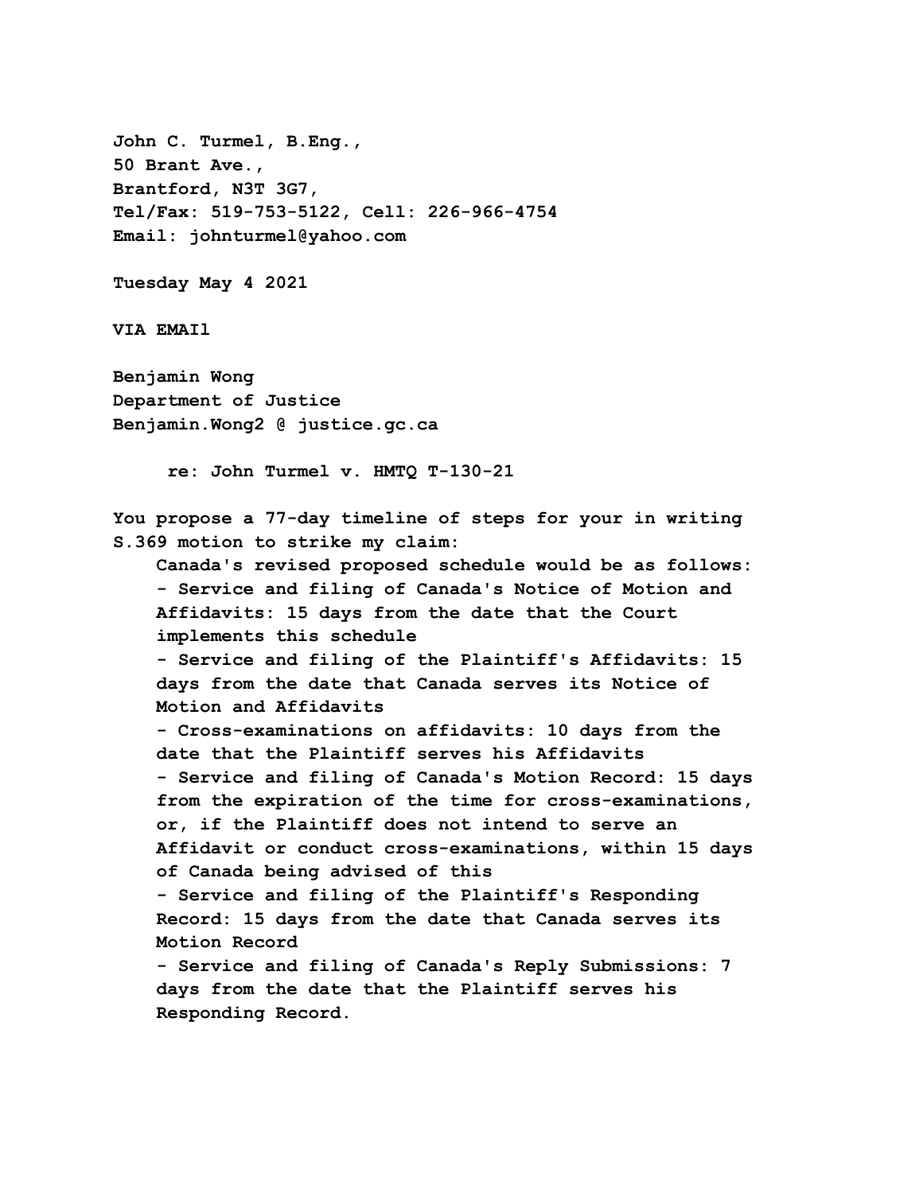**John C. Turmel, B.Eng.,**
**50 Brant Ave.,**
**Brantford, N3T 3G7,**
**Tel/Fax: 519-753-5122, Cell: 226-966-4754**
**Email: johnturmel@yahoo.com**

**Tuesday May 4 2021**

**VIA EMAIl**

**Benjamin Wong**
**Department of Justice**
**Benjamin.Wong2 @ justice.gc.ca**

**re: John Turmel v. HMTQ T-130-21**

**You propose a 77-day timeline of steps for your in writing S.369 motion to strike my claim:**

> **Canada's revised proposed schedule would be as follows:**
> **- Service and filing of Canada's Notice of Motion and Affidavits: 15 days from the date that the Court implements this schedule**
> **- Service and filing of the Plaintiff's Affidavits: 15 days from the date that Canada serves its Notice of Motion and Affidavits**
> **- Cross-examinations on affidavits: 10 days from the date that the Plaintiff serves his Affidavits**
> **- Service and filing of Canada's Motion Record: 15 days from the expiration of the time for cross-examinations, or, if the Plaintiff does not intend to serve an Affidavit or conduct cross-examinations, within 15 days of Canada being advised of this**
> **- Service and filing of the Plaintiff's Responding Record: 15 days from the date that Canada serves its Motion Record**
> **- Service and filing of Canada's Reply Submissions: 7 days from the date that the Plaintiff serves his Responding Record.**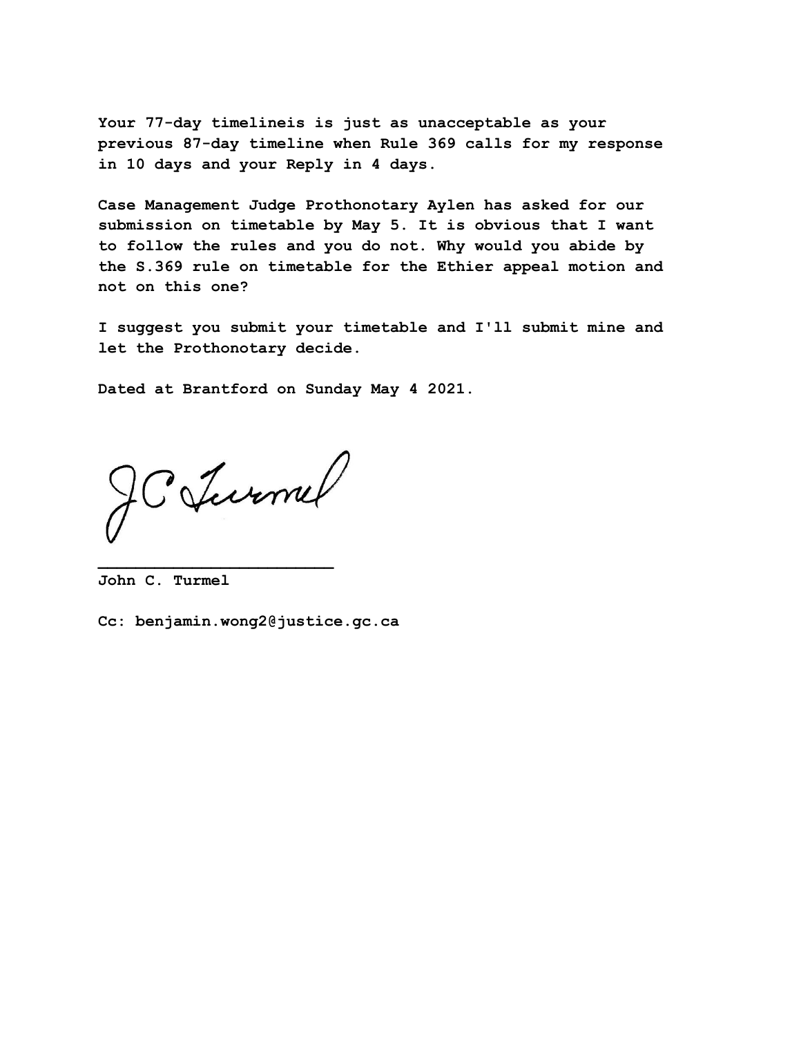**Your 77-day timelineis is just as unacceptable as your previous 87-day timeline when Rule 369 calls for my response in 10 days and your Reply in 4 days.**

**Case Management Judge Prothonotary Aylen has asked for our submission on timetable by May 5. It is obvious that I want to follow the rules and you do not. Why would you abide by the S.369 rule on timetable for the Ethier appeal motion and not on this one?**

**I suggest you submit your timetable and I'll submit mine and let the Prothonotary decide.**

**Dated at Brantford on Sunday May 4 2021.**

**______________________**

**John C. Turmel**

**Cc: benjamin.wong2@justice.gc.ca**